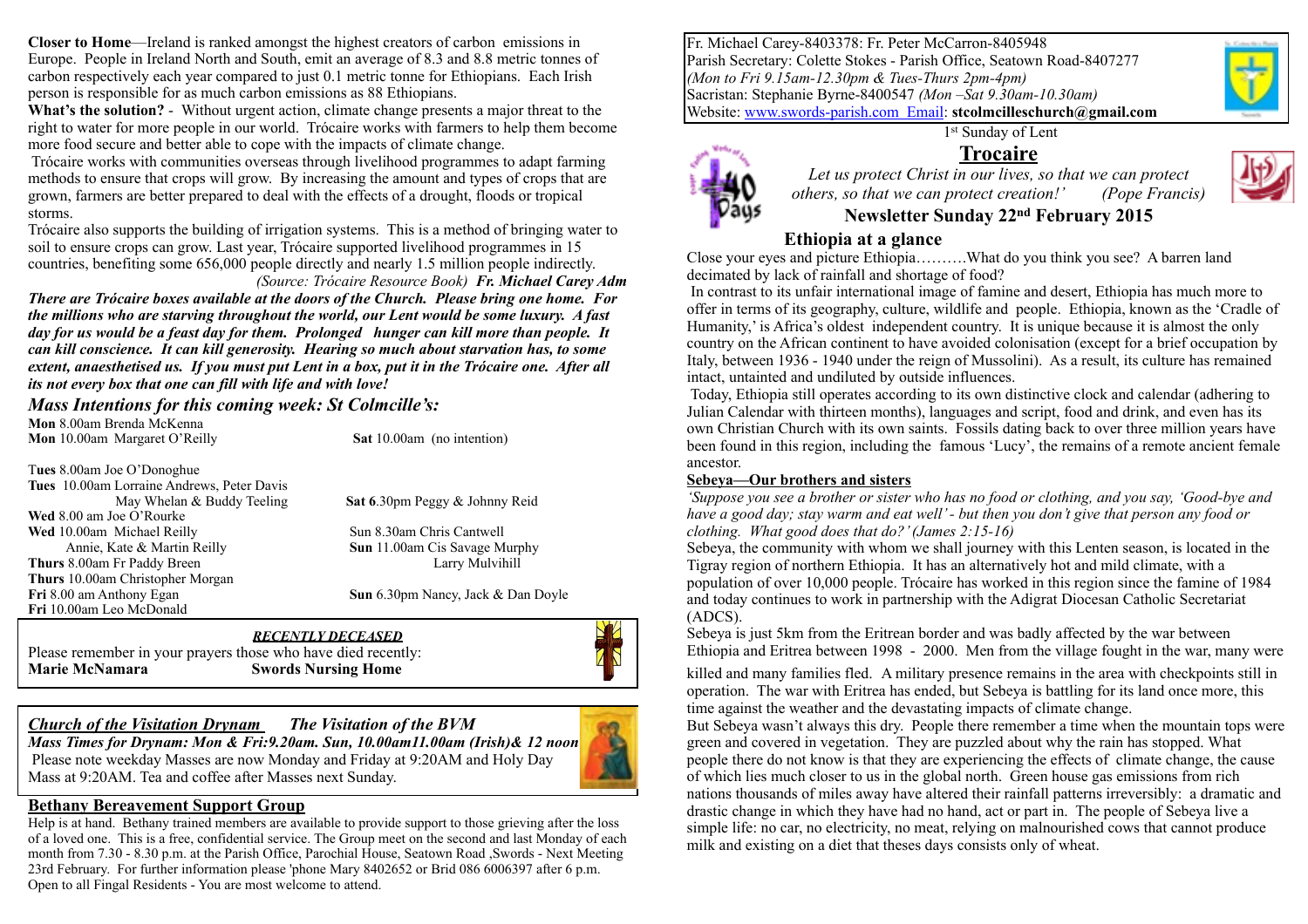**Closer to Home**—Ireland is ranked amongst the highest creators of carbon emissions in Europe. People in Ireland North and South, emit an average of 8.3 and 8.8 metric tonnes of carbon respectively each year compared to just 0.1 metric tonne for Ethiopians. Each Irish person is responsible for as much carbon emissions as 88 Ethiopians.

**What's the solution?** - Without urgent action, climate change presents a major threat to the right to water for more people in our world. Trócaire works with farmers to help them become more food secure and better able to cope with the impacts of climate change.

Trócaire works with communities overseas through livelihood programmes to adapt farming methods to ensure that crops will grow. By increasing the amount and types of crops that are grown, farmers are better prepared to deal with the effects of a drought, floods or tropical storms.

Trócaire also supports the building of irrigation systems. This is a method of bringing water to soil to ensure crops can grow. Last year, Trócaire supported livelihood programmes in 15 countries, benefiting some 656,000 people directly and nearly 1.5 million people indirectly.

*(Source: Trócaire Resource Book)* ***Fr. Michael Carey Adm***

***There are Trócaire boxes available at the doors of the Church. Please bring one home. For the millions who are starving throughout the world, our Lent would be some luxury. A fast day for us would be a feast day for them. Prolonged hunger can kill more than people. It can kill conscience. It can kill generosity. Hearing so much about starvation has, to some extent, anaesthetised us. If you must put Lent in a box, put it in the Trócaire one. After all its not every box that one can fill with life and with love!***

## *Mass Intentions for this coming week: St Colmcille's:*

**Mon** 8.00am Brenda McKenna
**Mon** 10.00am Margaret O'Reilly

**Tues** 8.00am Joe O'Donoghue
**Tues** 10.00am Lorraine Andrews, Peter Davis
May Whelan & Buddy Teeling
**Wed** 8.00 am Joe O'Rourke
**Wed** 10.00am Michael Reilly
Annie, Kate & Martin Reilly
**Thurs** 8.00am Fr Paddy Breen
**Thurs** 10.00am Christopher Morgan
**Fri** 8.00 am Anthony Egan
**Fri** 10.00am Leo McDonald

**Sat** 10.00am (no intention)
**Sat 6**.30pm Peggy & Johnny Reid
Sun 8.30am Chris Cantwell
**Sun** 11.00am Cis Savage Murphy
Larry Mulvihill
**Sun** 6.30pm Nancy, Jack & Dan Doyle

***RECENTLY DECEASED***

Please remember in your prayers those who have died recently:
**Marie McNamara** **Swords Nursing Home**

***Church of the Visitation Drynam*** ***The Visitation of the BVM***

***Mass Times for Drynam: Mon & Fri:9.20am. Sun, 10.00am11.00am (Irish)& 12 noon***

Please note weekday Masses are now Monday and Friday at 9:20AM and Holy Day Mass at 9:20AM. Tea and coffee after Masses next Sunday.

**Bethany Bereavement Support Group**

Help is at hand. Bethany trained members are available to provide support to those grieving after the loss of a loved one. This is a free, confidential service. The Group meet on the second and last Monday of each month from 7.30 - 8.30 p.m. at the Parish Office, Parochial House, Seatown Road ,Swords - Next Meeting 23rd February. For further information please 'phone Mary 8402652 or Brid 086 6006397 after 6 p.m. Open to all Fingal Residents - You are most welcome to attend.

Fr. Michael Carey-8403378: Fr. Peter McCarron-8405948
Parish Secretary: Colette Stokes - Parish Office, Seatown Road-8407277
*(Mon to Fri 9.15am-12.30pm & Tues-Thurs 2pm-4pm)*
Sacristan: Stephanie Byrne-8400547 *(Mon –Sat 9.30am-10.30am)*
Website: www.swords-parish.com Email: **stcolmcilleschurch@gmail.com**

1st Sunday of Lent

# Trocaire

*Let us protect Christ in our lives, so that we can protect others, so that we can protect creation!' (Pope Francis)*

## Newsletter Sunday 22nd February 2015

### Ethiopia at a glance

Close your eyes and picture Ethiopia……….What do you think you see? A barren land decimated by lack of rainfall and shortage of food?

In contrast to its unfair international image of famine and desert, Ethiopia has much more to offer in terms of its geography, culture, wildlife and people. Ethiopia, known as the 'Cradle of Humanity,' is Africa's oldest independent country. It is unique because it is almost the only country on the African continent to have avoided colonisation (except for a brief occupation by Italy, between 1936 - 1940 under the reign of Mussolini). As a result, its culture has remained intact, untainted and undiluted by outside influences.

Today, Ethiopia still operates according to its own distinctive clock and calendar (adhering to Julian Calendar with thirteen months), languages and script, food and drink, and even has its own Christian Church with its own saints. Fossils dating back to over three million years have been found in this region, including the famous 'Lucy', the remains of a remote ancient female ancestor.

**Sebeya—Our brothers and sisters**

*'Suppose you see a brother or sister who has no food or clothing, and you say, 'Good-bye and have a good day; stay warm and eat well' - but then you don't give that person any food or clothing. What good does that do?' (James 2:15-16)*

Sebeya, the community with whom we shall journey with this Lenten season, is located in the Tigray region of northern Ethiopia. It has an alternatively hot and mild climate, with a population of over 10,000 people. Trócaire has worked in this region since the famine of 1984 and today continues to work in partnership with the Adigrat Diocesan Catholic Secretariat (ADCS).

Sebeya is just 5km from the Eritrean border and was badly affected by the war between Ethiopia and Eritrea between 1998 - 2000. Men from the village fought in the war, many were killed and many families fled. A military presence remains in the area with checkpoints still in operation. The war with Eritrea has ended, but Sebeya is battling for its land once more, this time against the weather and the devastating impacts of climate change.

But Sebeya wasn't always this dry. People there remember a time when the mountain tops were green and covered in vegetation. They are puzzled about why the rain has stopped. What people there do not know is that they are experiencing the effects of climate change, the cause of which lies much closer to us in the global north. Green house gas emissions from rich nations thousands of miles away have altered their rainfall patterns irreversibly: a dramatic and drastic change in which they have had no hand, act or part in. The people of Sebeya live a simple life: no car, no electricity, no meat, relying on malnourished cows that cannot produce milk and existing on a diet that theses days consists only of wheat.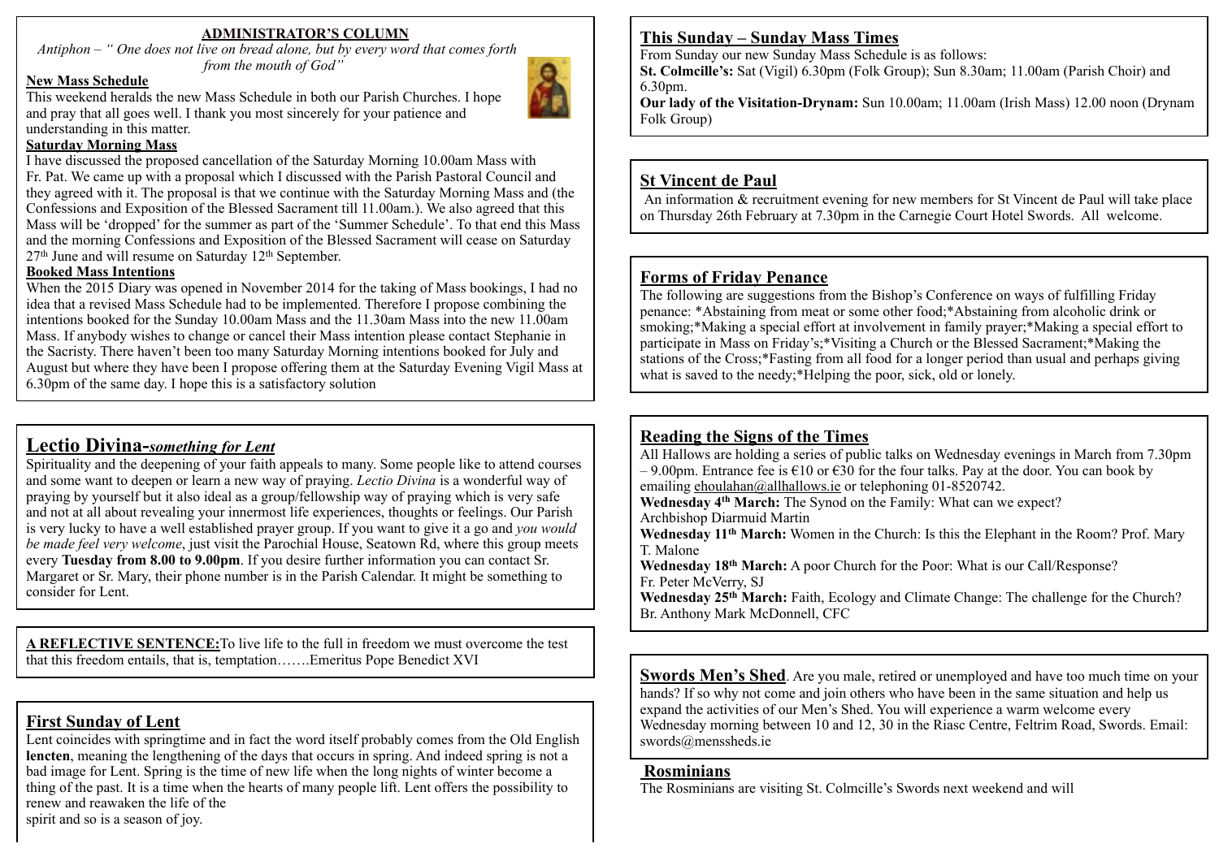## ADMINISTRATOR'S COLUMN

*Antiphon – " One does not live on bread alone, but by every word that comes forth from the mouth of God"*

**New Mass Schedule**

This weekend heralds the new Mass Schedule in both our Parish Churches. I hope and pray that all goes well. I thank you most sincerely for your patience and understanding in this matter.

**Saturday Morning Mass**

I have discussed the proposed cancellation of the Saturday Morning 10.00am Mass with Fr. Pat. We came up with a proposal which I discussed with the Parish Pastoral Council and they agreed with it. The proposal is that we continue with the Saturday Morning Mass and (the Confessions and Exposition of the Blessed Sacrament till 11.00am.). We also agreed that this Mass will be 'dropped' for the summer as part of the 'Summer Schedule'. To that end this Mass and the morning Confessions and Exposition of the Blessed Sacrament will cease on Saturday 27th June and will resume on Saturday 12th September.

**Booked Mass Intentions**

When the 2015 Diary was opened in November 2014 for the taking of Mass bookings, I had no idea that a revised Mass Schedule had to be implemented. Therefore I propose combining the intentions booked for the Sunday 10.00am Mass and the 11.30am Mass into the new 11.00am Mass. If anybody wishes to change or cancel their Mass intention please contact Stephanie in the Sacristy. There haven't been too many Saturday Morning intentions booked for July and August but where they have been I propose offering them at the Saturday Evening Vigil Mass at 6.30pm of the same day. I hope this is a satisfactory solution

## Lectio Divina-*something for Lent*

Spirituality and the deepening of your faith appeals to many. Some people like to attend courses and some want to deepen or learn a new way of praying. *Lectio Divina* is a wonderful way of praying by yourself but it also ideal as a group/fellowship way of praying which is very safe and not at all about revealing your innermost life experiences, thoughts or feelings. Our Parish is very lucky to have a well established prayer group. If you want to give it a go and *you would be made feel very welcome*, just visit the Parochial House, Seatown Rd, where this group meets every **Tuesday from 8.00 to 9.00pm**. If you desire further information you can contact Sr. Margaret or Sr. Mary, their phone number is in the Parish Calendar. It might be something to consider for Lent.

**A REFLECTIVE SENTENCE:** To live life to the full in freedom we must overcome the test that this freedom entails, that is, temptation…….Emeritus Pope Benedict XVI

## First Sunday of Lent

Lent coincides with springtime and in fact the word itself probably comes from the Old English **lencten**, meaning the lengthening of the days that occurs in spring. And indeed spring is not a bad image for Lent. Spring is the time of new life when the long nights of winter become a thing of the past. It is a time when the hearts of many people lift. Lent offers the possibility to renew and reawaken the life of the spirit and so is a season of joy.

## This Sunday – Sunday Mass Times

From Sunday our new Sunday Mass Schedule is as follows:
**St. Colmcille's:** Sat (Vigil) 6.30pm (Folk Group); Sun 8.30am; 11.00am (Parish Choir) and 6.30pm.
**Our lady of the Visitation-Drynam:** Sun 10.00am; 11.00am (Irish Mass) 12.00 noon (Drynam Folk Group)

## St Vincent de Paul

An information & recruitment evening for new members for St Vincent de Paul will take place on Thursday 26th February at 7.30pm in the Carnegie Court Hotel Swords. All welcome.

## Forms of Friday Penance

The following are suggestions from the Bishop's Conference on ways of fulfilling Friday penance: *Abstaining from meat or some other food;*Abstaining from alcoholic drink or smoking;*Making a special effort at involvement in family prayer;*Making a special effort to participate in Mass on Friday's;*Visiting a Church or the Blessed Sacrament;*Making the stations of the Cross;*Fasting from all food for a longer period than usual and perhaps giving what is saved to the needy;*Helping the poor, sick, old or lonely.

## Reading the Signs of the Times

All Hallows are holding a series of public talks on Wednesday evenings in March from 7.30pm – 9.00pm. Entrance fee is €10 or €30 for the four talks. Pay at the door. You can book by emailing ehoulahan@allhallows.ie or telephoning 01-8520742.

**Wednesday 4th March:** The Synod on the Family: What can we expect? Archbishop Diarmuid Martin

**Wednesday 11th March:** Women in the Church: Is this the Elephant in the Room? Prof. Mary T. Malone

**Wednesday 18th March:** A poor Church for the Poor: What is our Call/Response? Fr. Peter McVerry, SJ

**Wednesday 25th March:** Faith, Ecology and Climate Change: The challenge for the Church? Br. Anthony Mark McDonnell, CFC

**Swords Men's Shed**. Are you male, retired or unemployed and have too much time on your hands? If so why not come and join others who have been in the same situation and help us expand the activities of our Men's Shed. You will experience a warm welcome every Wednesday morning between 10 and 12, 30 in the Riasc Centre, Feltrim Road, Swords. Email: swords@menssheds.ie

## Rosminians

The Rosminians are visiting St. Colmcille's Swords next weekend and will